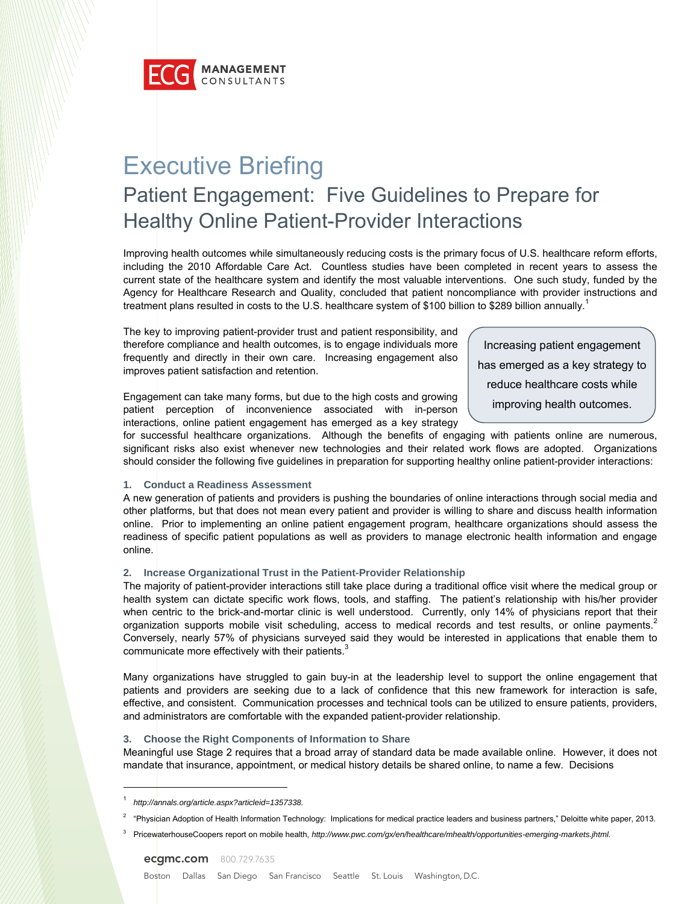# Executive Briefing

## Patient Engagement: Five Guidelines to Prepare for Healthy Online Patient-Provider Interactions

Improving health outcomes while simultaneously reducing costs is the primary focus of U.S. healthcare reform efforts, including the 2010 Affordable Care Act. Countless studies have been completed in recent years to assess the current state of the healthcare system and identify the most valuable interventions. One such study, funded by the Agency for Healthcare Research and Quality, concluded that patient noncompliance with provider instructions and treatment plans resulted in costs to the U.S. healthcare system of $100 billion to $289 billion annually.[1]

The key to improving patient-provider trust and patient responsibility, and therefore compliance and health outcomes, is to engage individuals more frequently and directly in their own care. Increasing engagement also improves patient satisfaction and retention.

> Increasing patient engagement has emerged as a key strategy to reduce healthcare costs while improving health outcomes.

Engagement can take many forms, but due to the high costs and growing patient perception of inconvenience associated with in-person interactions, online patient engagement has emerged as a key strategy for successful healthcare organizations. Although the benefits of engaging with patients online are numerous, significant risks also exist whenever new technologies and their related work flows are adopted. Organizations should consider the following five guidelines in preparation for supporting healthy online patient-provider interactions:

#### 1. Conduct a Readiness Assessment

A new generation of patients and providers is pushing the boundaries of online interactions through social media and other platforms, but that does not mean every patient and provider is willing to share and discuss health information online. Prior to implementing an online patient engagement program, healthcare organizations should assess the readiness of specific patient populations as well as providers to manage electronic health information and engage online.

#### 2. Increase Organizational Trust in the Patient-Provider Relationship

The majority of patient-provider interactions still take place during a traditional office visit where the medical group or health system can dictate specific work flows, tools, and staffing. The patient's relationship with his/her provider when centric to the brick-and-mortar clinic is well understood. Currently, only 14% of physicians report that their organization supports mobile visit scheduling, access to medical records and test results, or online payments.[2] Conversely, nearly 57% of physicians surveyed said they would be interested in applications that enable them to communicate more effectively with their patients.[3]

Many organizations have struggled to gain buy-in at the leadership level to support the online engagement that patients and providers are seeking due to a lack of confidence that this new framework for interaction is safe, effective, and consistent. Communication processes and technical tools can be utilized to ensure patients, providers, and administrators are comfortable with the expanded patient-provider relationship.

#### 3. Choose the Right Components of Information to Share

Meaningful use Stage 2 requires that a broad array of standard data be made available online. However, it does not mandate that insurance, appointment, or medical history details be shared online, to name a few. Decisions

---

[1] *http://annals.org/article.aspx?articleid=1357338.*

[2] "Physician Adoption of Health Information Technology: Implications for medical practice leaders and business partners," Deloitte white paper, 2013.

[3] PricewaterhouseCoopers report on mobile health, *http://www.pwc.com/gx/en/healthcare/mhealth/opportunities-emerging-markets.jhtml.*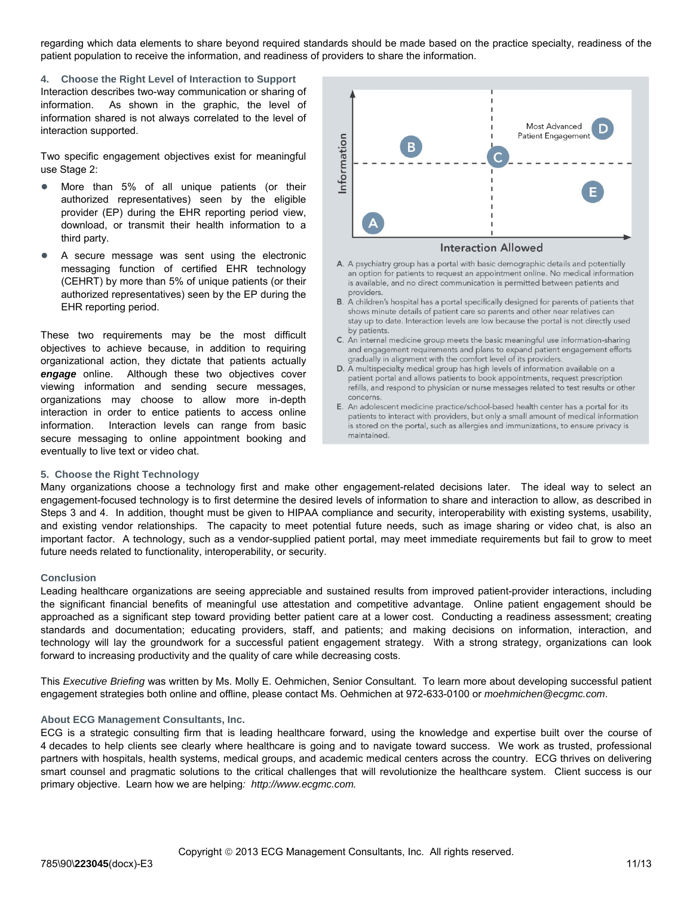regarding which data elements to share beyond required standards should be made based on the practice specialty, readiness of the patient population to receive the information, and readiness of providers to share the information.

### 4. Choose the Right Level of Interaction to Support

Interaction describes two-way communication or sharing of information. As shown in the graphic, the level of information shared is not always correlated to the level of interaction supported.

Two specific engagement objectives exist for meaningful use Stage 2:

- More than 5% of all unique patients (or their authorized representatives) seen by the eligible provider (EP) during the EHR reporting period view, download, or transmit their health information to a third party.
- A secure message was sent using the electronic messaging function of certified EHR technology (CEHRT) by more than 5% of unique patients (or their authorized representatives) seen by the EP during the EHR reporting period.

These two requirements may be the most difficult objectives to achieve because, in addition to requiring organizational action, they dictate that patients actually ***engage*** online. Although these two objectives cover viewing information and sending secure messages, organizations may choose to allow more in-depth interaction in order to entice patients to access online information. Interaction levels can range from basic secure messaging to online appointment booking and eventually to live text or video chat.

Information

Interaction Allowed

A

B

C

D

Most Advanced Patient Engagement

E

A. A psychiatry group has a portal with basic demographic details and potentially an option for patients to request an appointment online. No medical information is available, and no direct communication is permitted between patients and providers.

B. A children's hospital has a portal specifically designed for parents of patients that shows minute details of patient care so parents and other near relatives can stay up to date. Interaction levels are low because the portal is not directly used by patients.

C. An internal medicine group meets the basic meaningful use information-sharing and engagement requirements and plans to expand patient engagement efforts gradually in alignment with the comfort level of its providers.

D. A multispecialty medical group has high levels of information available on a patient portal and allows patients to book appointments, request prescription refills, and respond to physician or nurse messages related to test results or other concerns.

E. An adolescent medicine practice/school-based health center has a portal for its patients to interact with providers, but only a small amount of medical information is stored on the portal, such as allergies and immunizations, to ensure privacy is maintained.

### 5. Choose the Right Technology

Many organizations choose a technology first and make other engagement-related decisions later. The ideal way to select an engagement-focused technology is to first determine the desired levels of information to share and interaction to allow, as described in Steps 3 and 4. In addition, thought must be given to HIPAA compliance and security, interoperability with existing systems, usability, and existing vendor relationships. The capacity to meet potential future needs, such as image sharing or video chat, is also an important factor. A technology, such as a vendor-supplied patient portal, may meet immediate requirements but fail to grow to meet future needs related to functionality, interoperability, or security.

### Conclusion

Leading healthcare organizations are seeing appreciable and sustained results from improved patient-provider interactions, including the significant financial benefits of meaningful use attestation and competitive advantage. Online patient engagement should be approached as a significant step toward providing better patient care at a lower cost. Conducting a readiness assessment; creating standards and documentation; educating providers, staff, and patients; and making decisions on information, interaction, and technology will lay the groundwork for a successful patient engagement strategy. With a strong strategy, organizations can look forward to increasing productivity and the quality of care while decreasing costs.

This *Executive Briefing* was written by Ms. Molly E. Oehmichen, Senior Consultant. To learn more about developing successful patient engagement strategies both online and offline, please contact Ms. Oehmichen at 972-633-0100 or *moehmichen@ecgmc.com*.

### About ECG Management Consultants, Inc.

ECG is a strategic consulting firm that is leading healthcare forward, using the knowledge and expertise built over the course of 4 decades to help clients see clearly where healthcare is going and to navigate toward success. We work as trusted, professional partners with hospitals, health systems, medical groups, and academic medical centers across the country. ECG thrives on delivering smart counsel and pragmatic solutions to the critical challenges that will revolutionize the healthcare system. Client success is our primary objective. Learn how we are helping*: http://www.ecgmc.com.*

Copyright © 2013 ECG Management Consultants, Inc. All rights reserved.

785\90\**223045**(docx)-E3 11/13